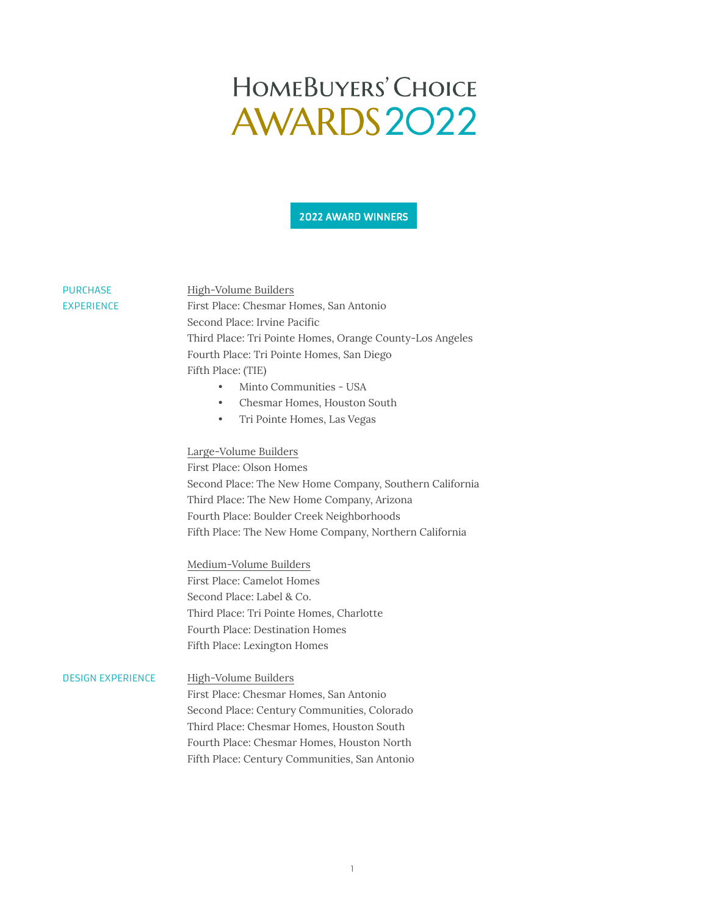# HomeBuyers' Choice Awards 2022

## 2022 AWARD WINNERS

### PURCHASE EXPERIENCE

**High-Volume Builders**

First Place: Chesmar Homes, San Antonio
Second Place: Irvine Pacific
Third Place: Tri Pointe Homes, Orange County-Los Angeles
Fourth Place: Tri Pointe Homes, San Diego
Fifth Place: (TIE)

- Minto Communities - USA
- Chesmar Homes, Houston South
- Tri Pointe Homes, Las Vegas

**Large-Volume Builders**

First Place: Olson Homes
Second Place: The New Home Company, Southern California
Third Place: The New Home Company, Arizona
Fourth Place: Boulder Creek Neighborhoods
Fifth Place: The New Home Company, Northern California

**Medium-Volume Builders**

First Place: Camelot Homes
Second Place: Label & Co.
Third Place: Tri Pointe Homes, Charlotte
Fourth Place: Destination Homes
Fifth Place: Lexington Homes

### DESIGN EXPERIENCE

**High-Volume Builders**

First Place: Chesmar Homes, San Antonio
Second Place: Century Communities, Colorado
Third Place: Chesmar Homes, Houston South
Fourth Place: Chesmar Homes, Houston North
Fifth Place: Century Communities, San Antonio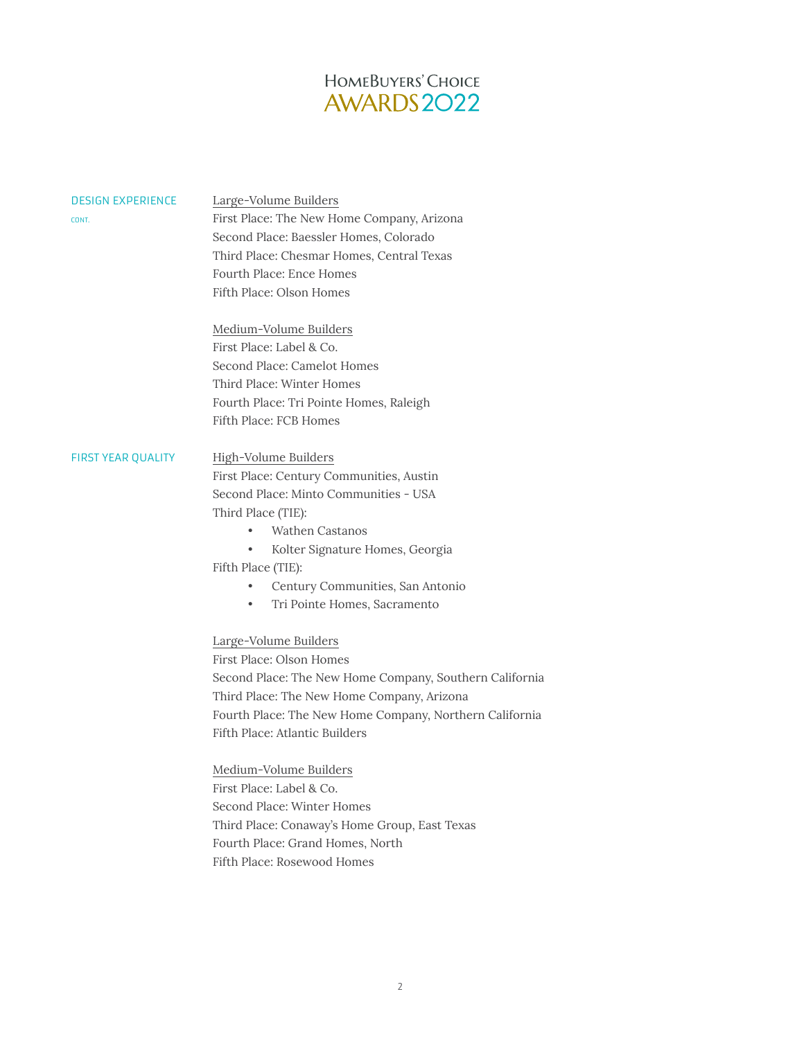## DESIGN EXPERIENCE CONT.

Large-Volume Builders

First Place: The New Home Company, Arizona
Second Place: Baessler Homes, Colorado
Third Place: Chesmar Homes, Central Texas
Fourth Place: Ence Homes
Fifth Place: Olson Homes

Medium-Volume Builders

First Place: Label & Co.
Second Place: Camelot Homes
Third Place: Winter Homes
Fourth Place: Tri Pointe Homes, Raleigh
Fifth Place: FCB Homes

## FIRST YEAR QUALITY

High-Volume Builders

First Place: Century Communities, Austin
Second Place: Minto Communities - USA
Third Place (TIE):

- Wathen Castanos
- Kolter Signature Homes, Georgia

Fifth Place (TIE):

- Century Communities, San Antonio
- Tri Pointe Homes, Sacramento

Large-Volume Builders

First Place: Olson Homes
Second Place: The New Home Company, Southern California
Third Place: The New Home Company, Arizona
Fourth Place: The New Home Company, Northern California
Fifth Place: Atlantic Builders

Medium-Volume Builders

First Place: Label & Co.
Second Place: Winter Homes
Third Place: Conaway's Home Group, East Texas
Fourth Place: Grand Homes, North
Fifth Place: Rosewood Homes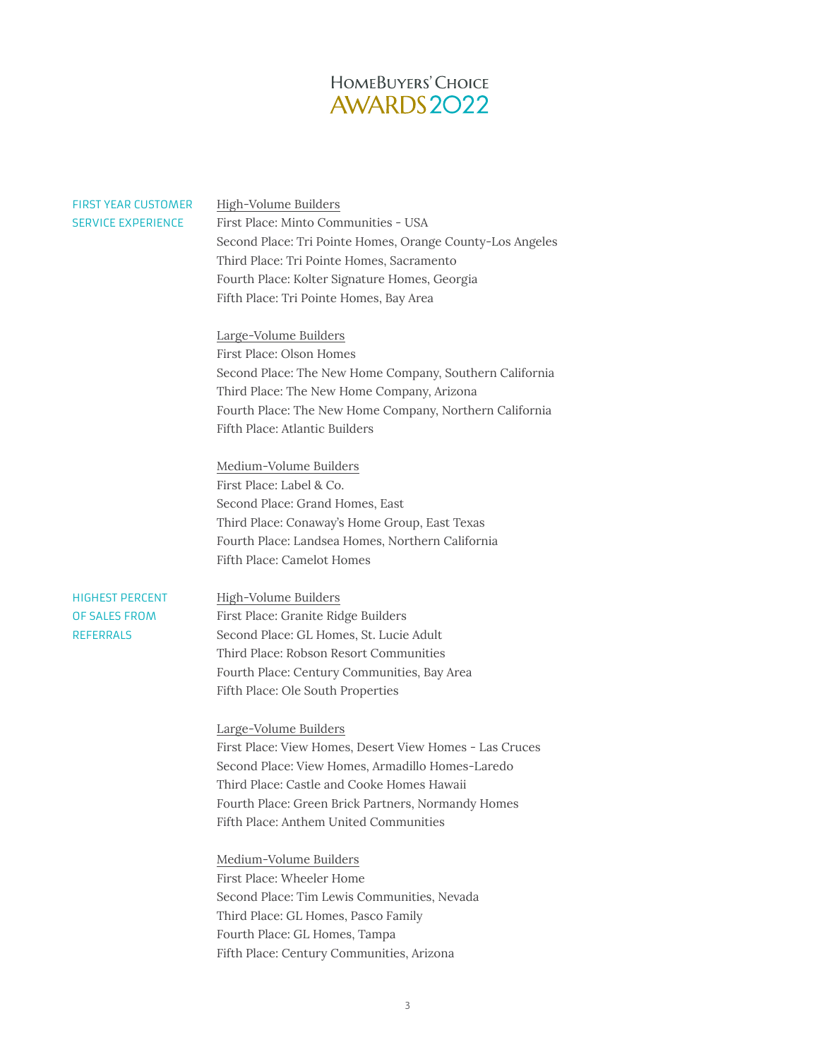# HomeBuyers' Choice AWARDS 2022

## FIRST YEAR CUSTOMER SERVICE EXPERIENCE

High-Volume Builders

First Place: Minto Communities - USA
Second Place: Tri Pointe Homes, Orange County-Los Angeles
Third Place: Tri Pointe Homes, Sacramento
Fourth Place: Kolter Signature Homes, Georgia
Fifth Place: Tri Pointe Homes, Bay Area

Large-Volume Builders

First Place: Olson Homes
Second Place: The New Home Company, Southern California
Third Place: The New Home Company, Arizona
Fourth Place: The New Home Company, Northern California
Fifth Place: Atlantic Builders

Medium-Volume Builders

First Place: Label & Co.
Second Place: Grand Homes, East
Third Place: Conaway's Home Group, East Texas
Fourth Place: Landsea Homes, Northern California
Fifth Place: Camelot Homes

## HIGHEST PERCENT OF SALES FROM REFERRALS

High-Volume Builders

First Place: Granite Ridge Builders
Second Place: GL Homes, St. Lucie Adult
Third Place: Robson Resort Communities
Fourth Place: Century Communities, Bay Area
Fifth Place: Ole South Properties

Large-Volume Builders

First Place: View Homes, Desert View Homes - Las Cruces
Second Place: View Homes, Armadillo Homes-Laredo
Third Place: Castle and Cooke Homes Hawaii
Fourth Place: Green Brick Partners, Normandy Homes
Fifth Place: Anthem United Communities

Medium-Volume Builders

First Place: Wheeler Home
Second Place: Tim Lewis Communities, Nevada
Third Place: GL Homes, Pasco Family
Fourth Place: GL Homes, Tampa
Fifth Place: Century Communities, Arizona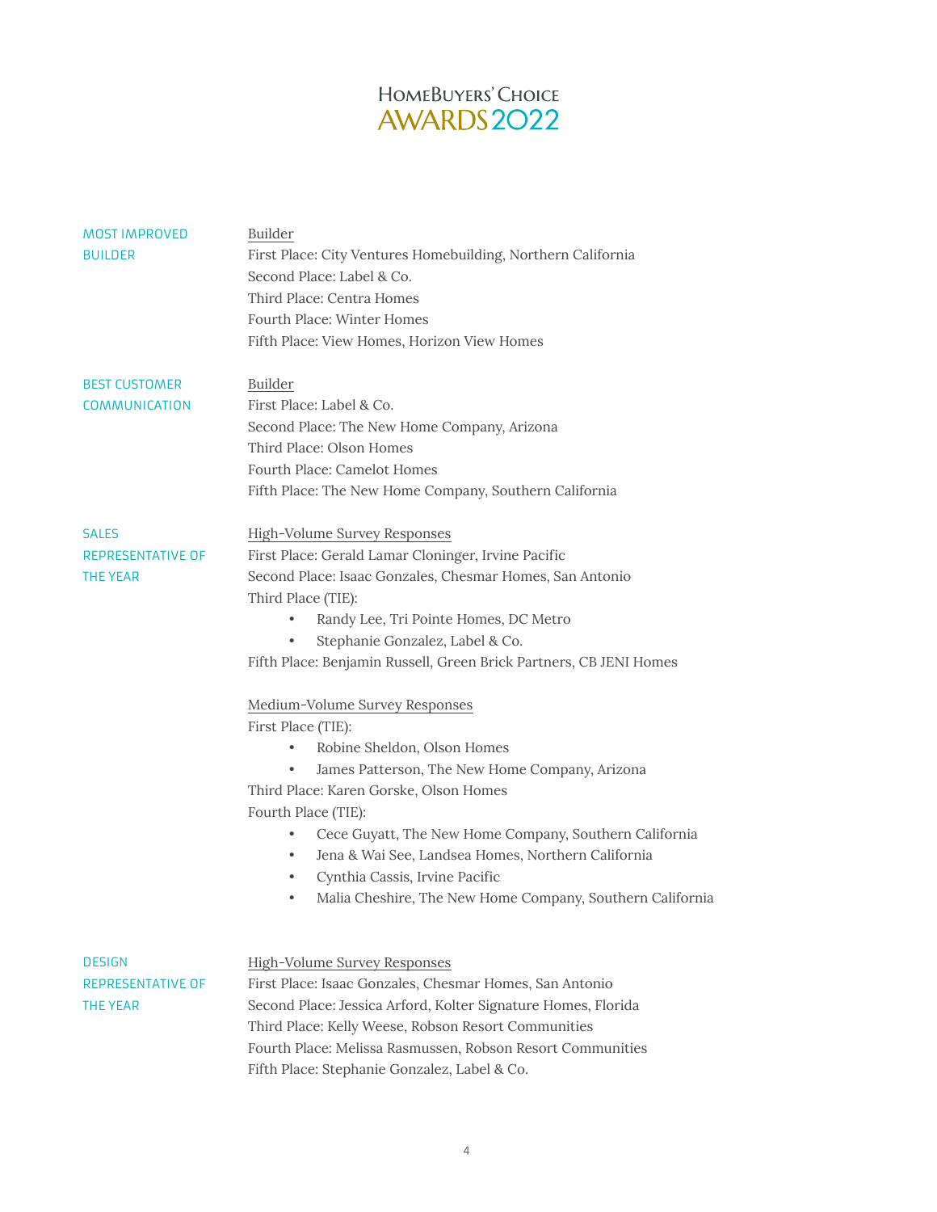# HomeBuyers' Choice Awards 2022

## MOST IMPROVED BUILDER

Builder

First Place: City Ventures Homebuilding, Northern California
Second Place: Label & Co.
Third Place: Centra Homes
Fourth Place: Winter Homes
Fifth Place: View Homes, Horizon View Homes

## BEST CUSTOMER COMMUNICATION

Builder

First Place: Label & Co.
Second Place: The New Home Company, Arizona
Third Place: Olson Homes
Fourth Place: Camelot Homes
Fifth Place: The New Home Company, Southern California

## SALES REPRESENTATIVE OF THE YEAR

High-Volume Survey Responses

First Place: Gerald Lamar Cloninger, Irvine Pacific
Second Place: Isaac Gonzales, Chesmar Homes, San Antonio
Third Place (TIE):

- Randy Lee, Tri Pointe Homes, DC Metro
- Stephanie Gonzalez, Label & Co.

Fifth Place: Benjamin Russell, Green Brick Partners, CB JENI Homes

Medium-Volume Survey Responses

First Place (TIE):

- Robine Sheldon, Olson Homes
- James Patterson, The New Home Company, Arizona

Third Place: Karen Gorske, Olson Homes
Fourth Place (TIE):

- Cece Guyatt, The New Home Company, Southern California
- Jena & Wai See, Landsea Homes, Northern California
- Cynthia Cassis, Irvine Pacific
- Malia Cheshire, The New Home Company, Southern California

## DESIGN REPRESENTATIVE OF THE YEAR

High-Volume Survey Responses

First Place: Isaac Gonzales, Chesmar Homes, San Antonio
Second Place: Jessica Arford, Kolter Signature Homes, Florida
Third Place: Kelly Weese, Robson Resort Communities
Fourth Place: Melissa Rasmussen, Robson Resort Communities
Fifth Place: Stephanie Gonzalez, Label & Co.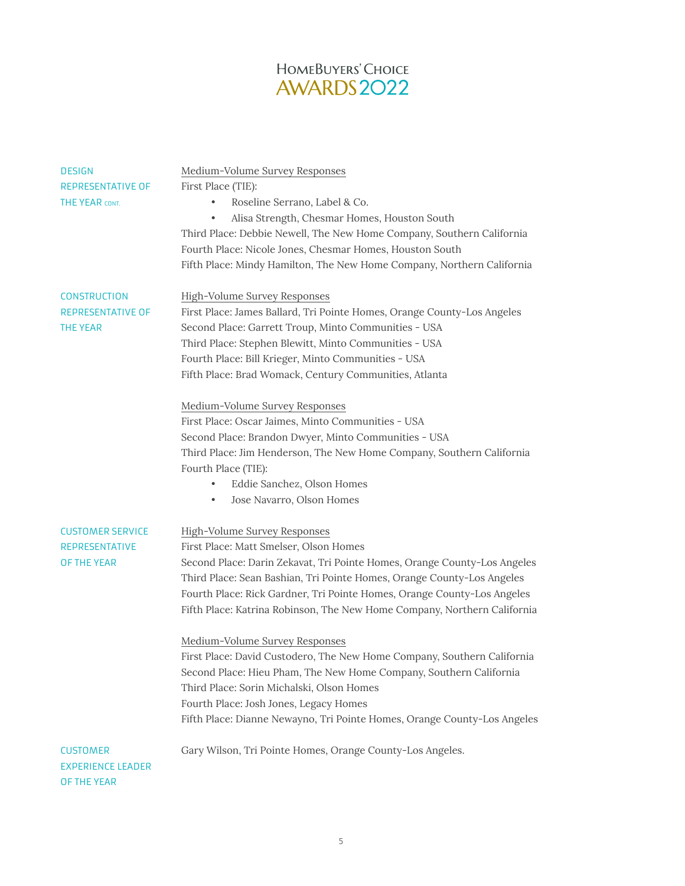# HomeBuyers' Choice AWARDS 2022

## DESIGN REPRESENTATIVE OF THE YEAR CONT.

Medium-Volume Survey Responses

First Place (TIE):

- Roseline Serrano, Label & Co.
- Alisa Strength, Chesmar Homes, Houston South

Third Place: Debbie Newell, The New Home Company, Southern California

Fourth Place: Nicole Jones, Chesmar Homes, Houston South

Fifth Place: Mindy Hamilton, The New Home Company, Northern California

## CONSTRUCTION REPRESENTATIVE OF THE YEAR

High-Volume Survey Responses

First Place: James Ballard, Tri Pointe Homes, Orange County-Los Angeles

Second Place: Garrett Troup, Minto Communities - USA

Third Place: Stephen Blewitt, Minto Communities - USA

Fourth Place: Bill Krieger, Minto Communities - USA

Fifth Place: Brad Womack, Century Communities, Atlanta

Medium-Volume Survey Responses

First Place: Oscar Jaimes, Minto Communities - USA

Second Place: Brandon Dwyer, Minto Communities - USA

Third Place: Jim Henderson, The New Home Company, Southern California

Fourth Place (TIE):

- Eddie Sanchez, Olson Homes
- Jose Navarro, Olson Homes

## CUSTOMER SERVICE REPRESENTATIVE OF THE YEAR

High-Volume Survey Responses

First Place: Matt Smelser, Olson Homes

Second Place: Darin Zekavat, Tri Pointe Homes, Orange County-Los Angeles

Third Place: Sean Bashian, Tri Pointe Homes, Orange County-Los Angeles

Fourth Place: Rick Gardner, Tri Pointe Homes, Orange County-Los Angeles

Fifth Place: Katrina Robinson, The New Home Company, Northern California

Medium-Volume Survey Responses

First Place: David Custodero, The New Home Company, Southern California

Second Place: Hieu Pham, The New Home Company, Southern California

Third Place: Sorin Michalski, Olson Homes

Fourth Place: Josh Jones, Legacy Homes

Fifth Place: Dianne Newayno, Tri Pointe Homes, Orange County-Los Angeles

## CUSTOMER EXPERIENCE LEADER OF THE YEAR

Gary Wilson, Tri Pointe Homes, Orange County-Los Angeles.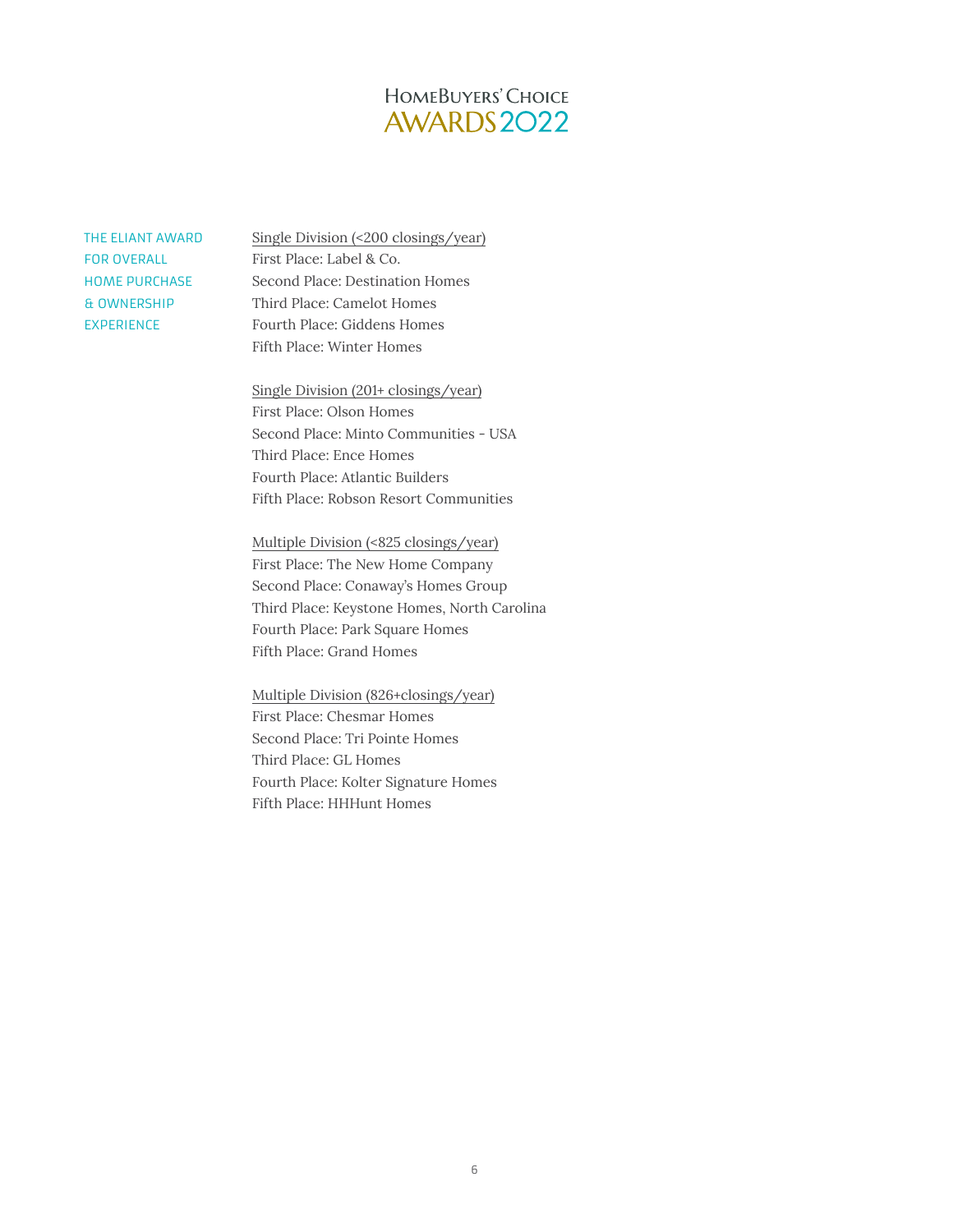# HomeBuyers' Choice AWARDS 2022

## THE ELIANT AWARD FOR OVERALL HOME PURCHASE & OWNERSHIP EXPERIENCE

Single Division (<200 closings/year)
First Place: Label & Co.
Second Place: Destination Homes
Third Place: Camelot Homes
Fourth Place: Giddens Homes
Fifth Place: Winter Homes

Single Division (201+ closings/year)
First Place: Olson Homes
Second Place: Minto Communities - USA
Third Place: Ence Homes
Fourth Place: Atlantic Builders
Fifth Place: Robson Resort Communities

Multiple Division (<825 closings/year)
First Place: The New Home Company
Second Place: Conaway's Homes Group
Third Place: Keystone Homes, North Carolina
Fourth Place: Park Square Homes
Fifth Place: Grand Homes

Multiple Division (826+closings/year)
First Place: Chesmar Homes
Second Place: Tri Pointe Homes
Third Place: GL Homes
Fourth Place: Kolter Signature Homes
Fifth Place: HHHunt Homes